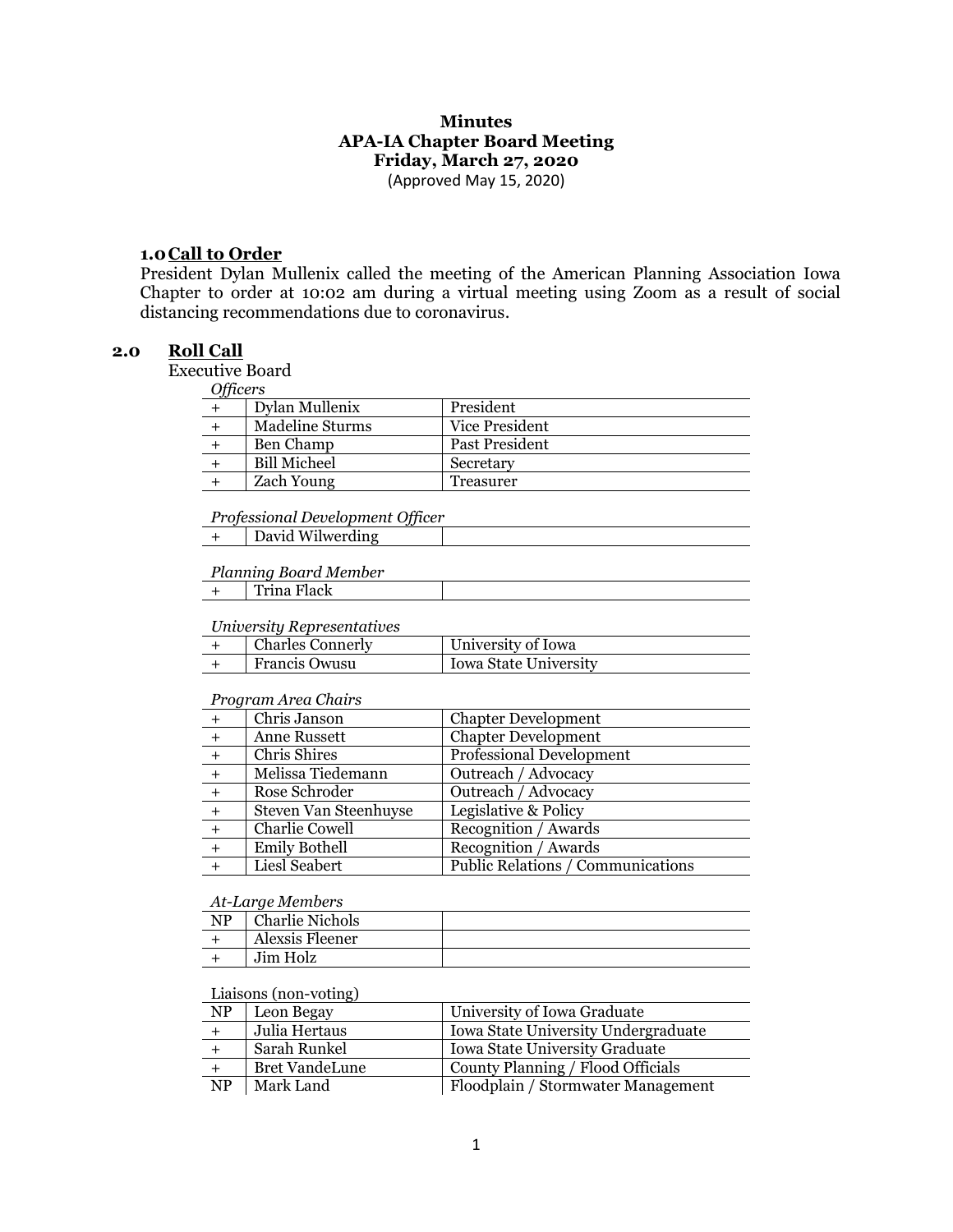**Minutes**
**APA-IA Chapter Board Meeting**
**Friday, March 27, 2020**
(Approved May 15, 2020)

## 1.0 Call to Order

President Dylan Mullenix called the meeting of the American Planning Association Iowa Chapter to order at 10:02 am during a virtual meeting using Zoom as a result of social distancing recommendations due to coronavirus.

## 2.0 Roll Call

Executive Board

*Officers*

| | | |
|---|---|---|
| + | Dylan Mullenix | President |
| + | Madeline Sturms | Vice President |
| + | Ben Champ | Past President |
| + | Bill Micheel | Secretary |
| + | Zach Young | Treasurer |

*Professional Development Officer*

| | | |
|---|---|---|
| + | David Wilwerding | |

*Planning Board Member*

| | | |
|---|---|---|
| + | Trina Flack | |

*University Representatives*

| | | |
|---|---|---|
| + | Charles Connerly | University of Iowa |
| + | Francis Owusu | Iowa State University |

*Program Area Chairs*

| | | |
|---|---|---|
| + | Chris Janson | Chapter Development |
| + | Anne Russett | Chapter Development |
| + | Chris Shires | Professional Development |
| + | Melissa Tiedemann | Outreach / Advocacy |
| + | Rose Schroder | Outreach / Advocacy |
| + | Steven Van Steenhuyse | Legislative & Policy |
| + | Charlie Cowell | Recognition / Awards |
| + | Emily Bothell | Recognition / Awards |
| + | Liesl Seabert | Public Relations / Communications |

*At-Large Members*

| | | |
|---|---|---|
| NP | Charlie Nichols | |
| + | Alexsis Fleener | |
| + | Jim Holz | |

Liaisons (non-voting)

| | | |
|---|---|---|
| NP | Leon Begay | University of Iowa Graduate |
| + | Julia Hertaus | Iowa State University Undergraduate |
| + | Sarah Runkel | Iowa State University Graduate |
| + | Bret VandeLune | County Planning / Flood Officials |
| NP | Mark Land | Floodplain / Stormwater Management |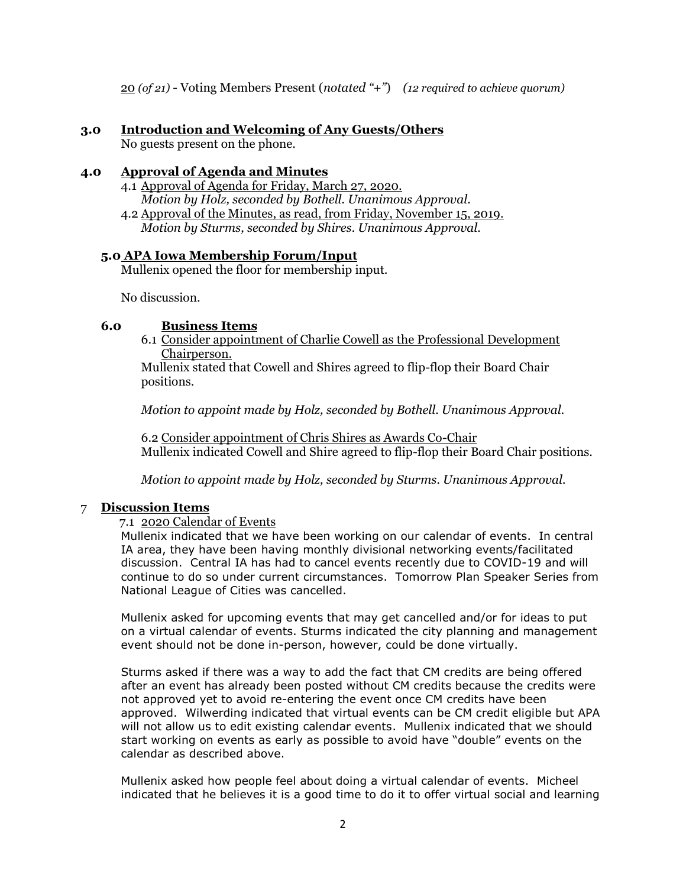<u>20</u> *(of 21)* - Voting Members Present (*notated "+"*) *(12 required to achieve quorum)*

## 3.0 Introduction and Welcoming of Any Guests/Others

No guests present on the phone.

## 4.0 Approval of Agenda and Minutes

4.1 <u>Approval of Agenda for Friday, March 27, 2020.</u>
*Motion by Holz, seconded by Bothell. Unanimous Approval.*

4.2 <u>Approval of the Minutes, as read, from Friday, November 15, 2019.</u>
*Motion by Sturms, seconded by Shires. Unanimous Approval.*

## 5.0 APA Iowa Membership Forum/Input

Mullenix opened the floor for membership input.

No discussion.

## 6.0 Business Items

6.1 <u>Consider appointment of Charlie Cowell as the Professional Development Chairperson.</u>

Mullenix stated that Cowell and Shires agreed to flip-flop their Board Chair positions.

*Motion to appoint made by Holz, seconded by Bothell. Unanimous Approval.*

6.2 <u>Consider appointment of Chris Shires as Awards Co-Chair</u>

Mullenix indicated Cowell and Shire agreed to flip-flop their Board Chair positions.

*Motion to appoint made by Holz, seconded by Sturms. Unanimous Approval.*

## 7 Discussion Items

7.1 <u>2020 Calendar of Events</u>

Mullenix indicated that we have been working on our calendar of events. In central IA area, they have been having monthly divisional networking events/facilitated discussion. Central IA has had to cancel events recently due to COVID-19 and will continue to do so under current circumstances. Tomorrow Plan Speaker Series from National League of Cities was cancelled.

Mullenix asked for upcoming events that may get cancelled and/or for ideas to put on a virtual calendar of events. Sturms indicated the city planning and management event should not be done in-person, however, could be done virtually.

Sturms asked if there was a way to add the fact that CM credits are being offered after an event has already been posted without CM credits because the credits were not approved yet to avoid re-entering the event once CM credits have been approved. Wilwerding indicated that virtual events can be CM credit eligible but APA will not allow us to edit existing calendar events. Mullenix indicated that we should start working on events as early as possible to avoid have "double" events on the calendar as described above.

Mullenix asked how people feel about doing a virtual calendar of events. Micheel indicated that he believes it is a good time to do it to offer virtual social and learning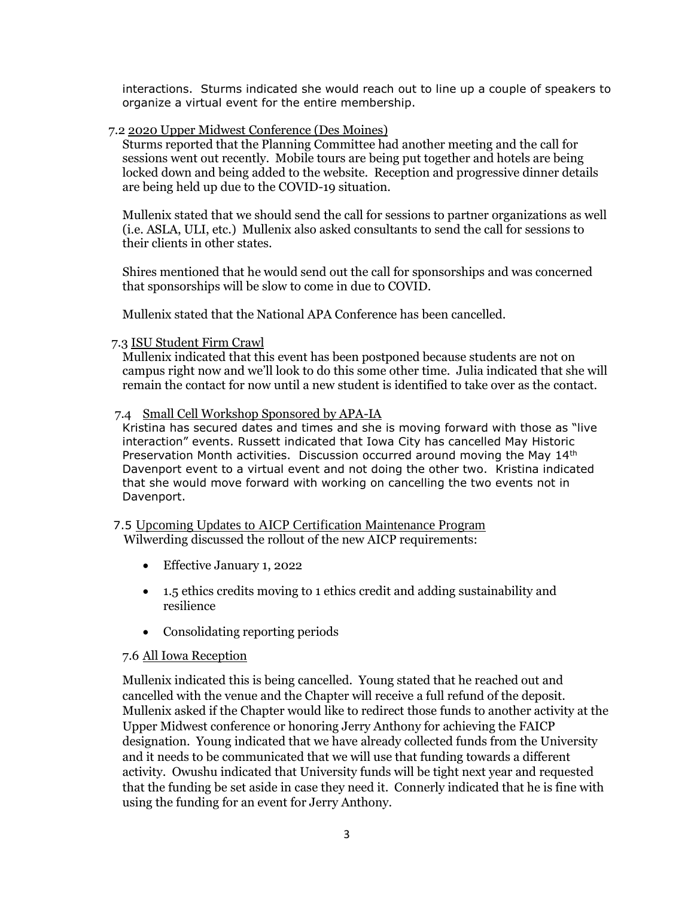interactions. Sturms indicated she would reach out to line up a couple of speakers to organize a virtual event for the entire membership.

7.2 2020 Upper Midwest Conference (Des Moines)

Sturms reported that the Planning Committee had another meeting and the call for sessions went out recently. Mobile tours are being put together and hotels are being locked down and being added to the website. Reception and progressive dinner details are being held up due to the COVID-19 situation.

Mullenix stated that we should send the call for sessions to partner organizations as well (i.e. ASLA, ULI, etc.) Mullenix also asked consultants to send the call for sessions to their clients in other states.

Shires mentioned that he would send out the call for sponsorships and was concerned that sponsorships will be slow to come in due to COVID.

Mullenix stated that the National APA Conference has been cancelled.

7.3 ISU Student Firm Crawl

Mullenix indicated that this event has been postponed because students are not on campus right now and we'll look to do this some other time. Julia indicated that she will remain the contact for now until a new student is identified to take over as the contact.

7.4 Small Cell Workshop Sponsored by APA-IA

Kristina has secured dates and times and she is moving forward with those as "live interaction" events. Russett indicated that Iowa City has cancelled May Historic Preservation Month activities. Discussion occurred around moving the May 14th Davenport event to a virtual event and not doing the other two. Kristina indicated that she would move forward with working on cancelling the two events not in Davenport.

7.5 Upcoming Updates to AICP Certification Maintenance Program

Wilwerding discussed the rollout of the new AICP requirements:

- Effective January 1, 2022
- 1.5 ethics credits moving to 1 ethics credit and adding sustainability and resilience
- Consolidating reporting periods

7.6 All Iowa Reception

Mullenix indicated this is being cancelled. Young stated that he reached out and cancelled with the venue and the Chapter will receive a full refund of the deposit. Mullenix asked if the Chapter would like to redirect those funds to another activity at the Upper Midwest conference or honoring Jerry Anthony for achieving the FAICP designation. Young indicated that we have already collected funds from the University and it needs to be communicated that we will use that funding towards a different activity. Owushu indicated that University funds will be tight next year and requested that the funding be set aside in case they need it. Connerly indicated that he is fine with using the funding for an event for Jerry Anthony.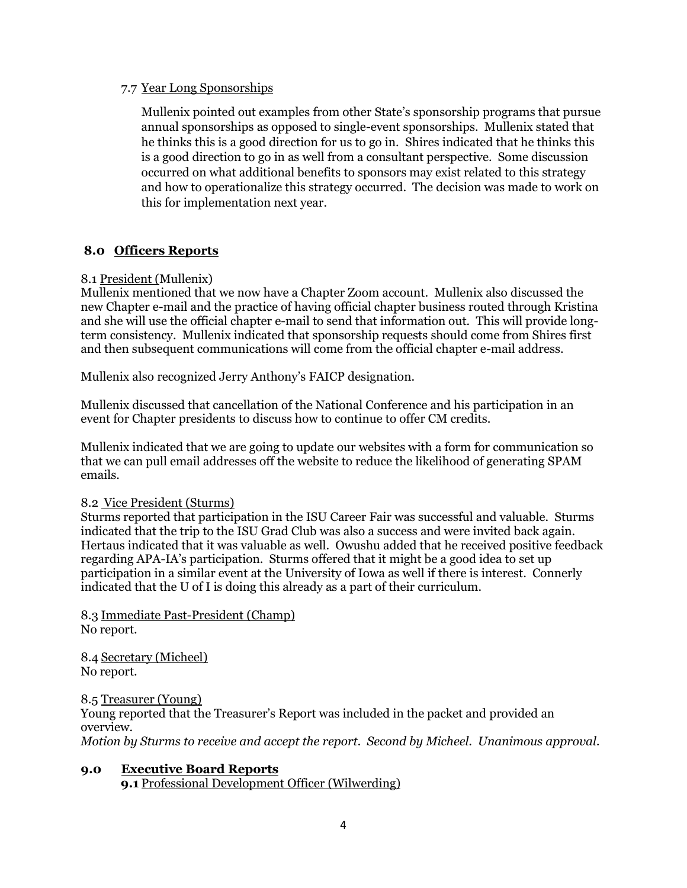7.7 Year Long Sponsorships

Mullenix pointed out examples from other State's sponsorship programs that pursue annual sponsorships as opposed to single-event sponsorships. Mullenix stated that he thinks this is a good direction for us to go in. Shires indicated that he thinks this is a good direction to go in as well from a consultant perspective. Some discussion occurred on what additional benefits to sponsors may exist related to this strategy and how to operationalize this strategy occurred. The decision was made to work on this for implementation next year.

## 8.0 Officers Reports

8.1 President (Mullenix)
Mullenix mentioned that we now have a Chapter Zoom account. Mullenix also discussed the new Chapter e-mail and the practice of having official chapter business routed through Kristina and she will use the official chapter e-mail to send that information out. This will provide long-term consistency. Mullenix indicated that sponsorship requests should come from Shires first and then subsequent communications will come from the official chapter e-mail address.

Mullenix also recognized Jerry Anthony's FAICP designation.

Mullenix discussed that cancellation of the National Conference and his participation in an event for Chapter presidents to discuss how to continue to offer CM credits.

Mullenix indicated that we are going to update our websites with a form for communication so that we can pull email addresses off the website to reduce the likelihood of generating SPAM emails.

8.2 Vice President (Sturms)
Sturms reported that participation in the ISU Career Fair was successful and valuable. Sturms indicated that the trip to the ISU Grad Club was also a success and were invited back again. Hertaus indicated that it was valuable as well. Owushu added that he received positive feedback regarding APA-IA's participation. Sturms offered that it might be a good idea to set up participation in a similar event at the University of Iowa as well if there is interest. Connerly indicated that the U of I is doing this already as a part of their curriculum.

8.3 Immediate Past-President (Champ)
No report.

8.4 Secretary (Micheel)
No report.

8.5 Treasurer (Young)
Young reported that the Treasurer's Report was included in the packet and provided an overview.
*Motion by Sturms to receive and accept the report. Second by Micheel. Unanimous approval.*

## 9.0 Executive Board Reports

**9.1** Professional Development Officer (Wilwerding)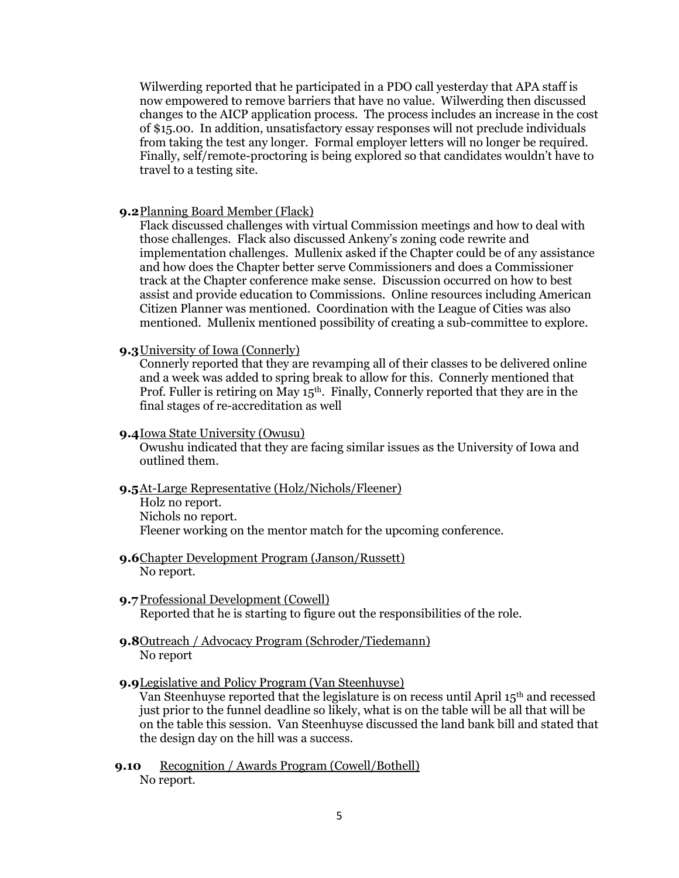Wilwerding reported that he participated in a PDO call yesterday that APA staff is now empowered to remove barriers that have no value. Wilwerding then discussed changes to the AICP application process. The process includes an increase in the cost of $15.00. In addition, unsatisfactory essay responses will not preclude individuals from taking the test any longer. Formal employer letters will no longer be required. Finally, self/remote-proctoring is being explored so that candidates wouldn't have to travel to a testing site.

**9.2** Planning Board Member (Flack)

Flack discussed challenges with virtual Commission meetings and how to deal with those challenges. Flack also discussed Ankeny's zoning code rewrite and implementation challenges. Mullenix asked if the Chapter could be of any assistance and how does the Chapter better serve Commissioners and does a Commissioner track at the Chapter conference make sense. Discussion occurred on how to best assist and provide education to Commissions. Online resources including American Citizen Planner was mentioned. Coordination with the League of Cities was also mentioned. Mullenix mentioned possibility of creating a sub-committee to explore.

**9.3** University of Iowa (Connerly)

Connerly reported that they are revamping all of their classes to be delivered online and a week was added to spring break to allow for this. Connerly mentioned that Prof. Fuller is retiring on May 15th. Finally, Connerly reported that they are in the final stages of re-accreditation as well

**9.4** Iowa State University (Owusu)

Owushu indicated that they are facing similar issues as the University of Iowa and outlined them.

**9.5** At-Large Representative (Holz/Nichols/Fleener)

Holz no report.
Nichols no report.
Fleener working on the mentor match for the upcoming conference.

**9.6** Chapter Development Program (Janson/Russett)

No report.

**9.7** Professional Development (Cowell)

Reported that he is starting to figure out the responsibilities of the role.

**9.8** Outreach / Advocacy Program (Schroder/Tiedemann)

No report

**9.9** Legislative and Policy Program (Van Steenhuyse)

Van Steenhuyse reported that the legislature is on recess until April 15th and recessed just prior to the funnel deadline so likely, what is on the table will be all that will be on the table this session. Van Steenhuyse discussed the land bank bill and stated that the design day on the hill was a success.

**9.10** Recognition / Awards Program (Cowell/Bothell)

No report.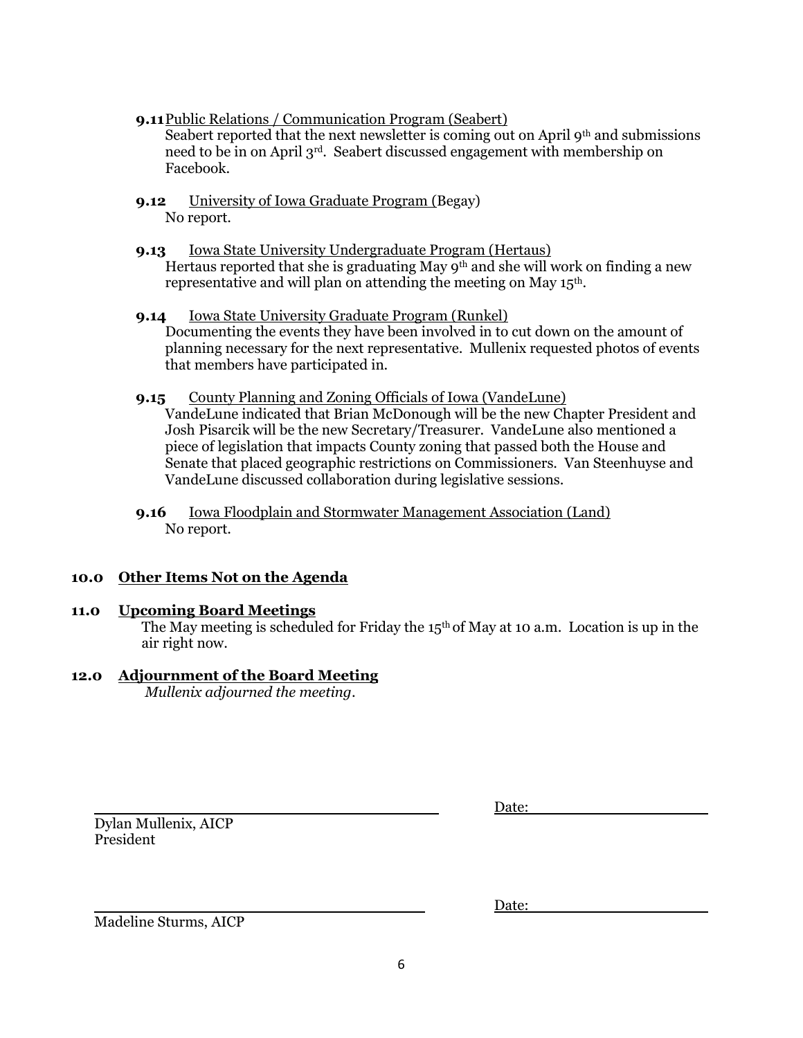**9.11** Public Relations / Communication Program (Seabert)
Seabert reported that the next newsletter is coming out on April 9th and submissions need to be in on April 3rd. Seabert discussed engagement with membership on Facebook.

**9.12** University of Iowa Graduate Program (Begay)
No report.

**9.13** Iowa State University Undergraduate Program (Hertaus)
Hertaus reported that she is graduating May 9th and she will work on finding a new representative and will plan on attending the meeting on May 15th.

**9.14** Iowa State University Graduate Program (Runkel)
Documenting the events they have been involved in to cut down on the amount of planning necessary for the next representative. Mullenix requested photos of events that members have participated in.

**9.15** County Planning and Zoning Officials of Iowa (VandeLune)
VandeLune indicated that Brian McDonough will be the new Chapter President and Josh Pisarcik will be the new Secretary/Treasurer. VandeLune also mentioned a piece of legislation that impacts County zoning that passed both the House and Senate that placed geographic restrictions on Commissioners. Van Steenhuyse and VandeLune discussed collaboration during legislative sessions.

**9.16** Iowa Floodplain and Stormwater Management Association (Land)
No report.

## 10.0 Other Items Not on the Agenda

## 11.0 Upcoming Board Meetings

The May meeting is scheduled for Friday the 15th of May at 10 a.m. Location is up in the air right now.

## 12.0 Adjournment of the Board Meeting

*Mullenix adjourned the meeting*.

_______________________________ Date:___________________

Dylan Mullenix, AICP
President

_______________________________ Date:___________________

Madeline Sturms, AICP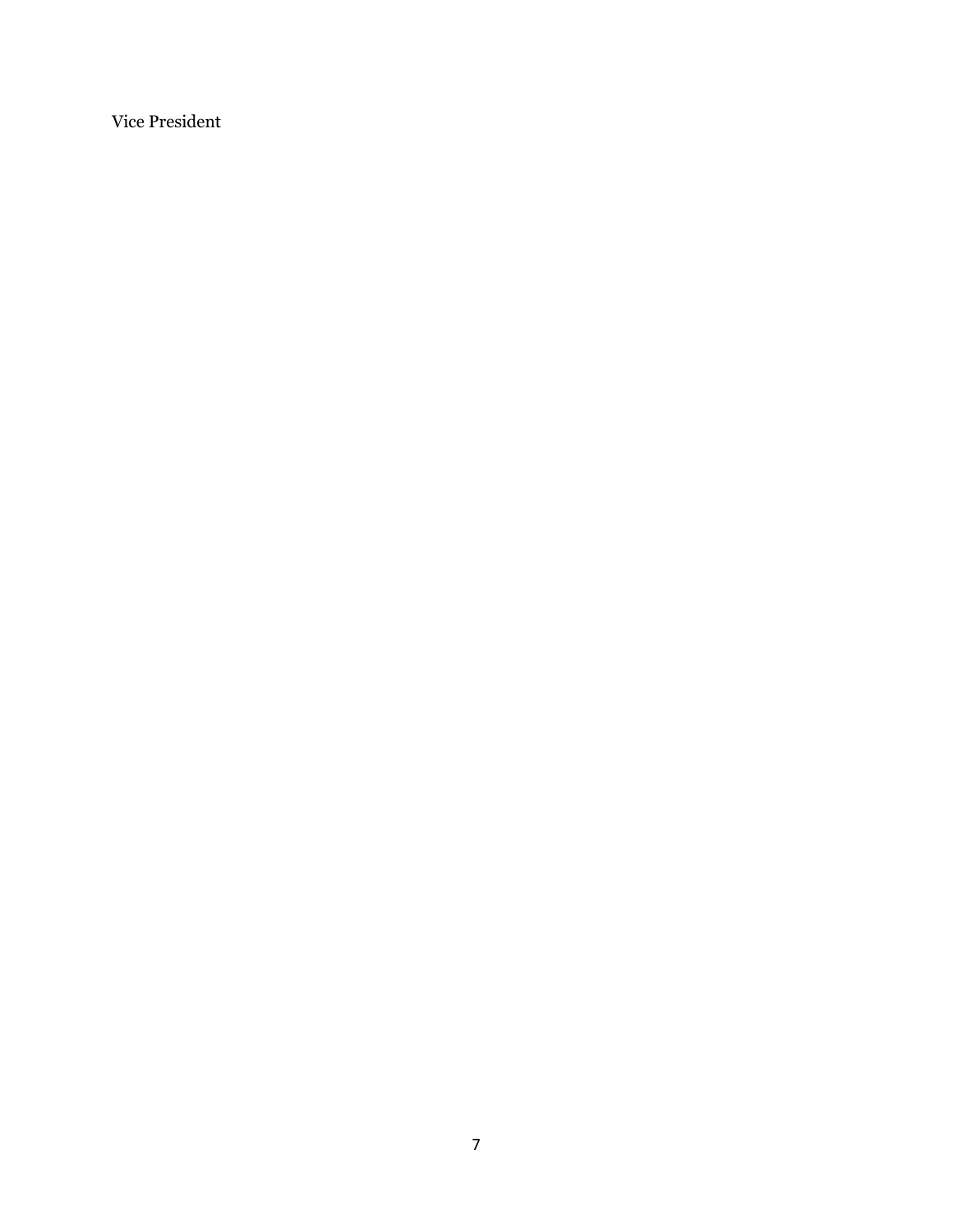Vice President